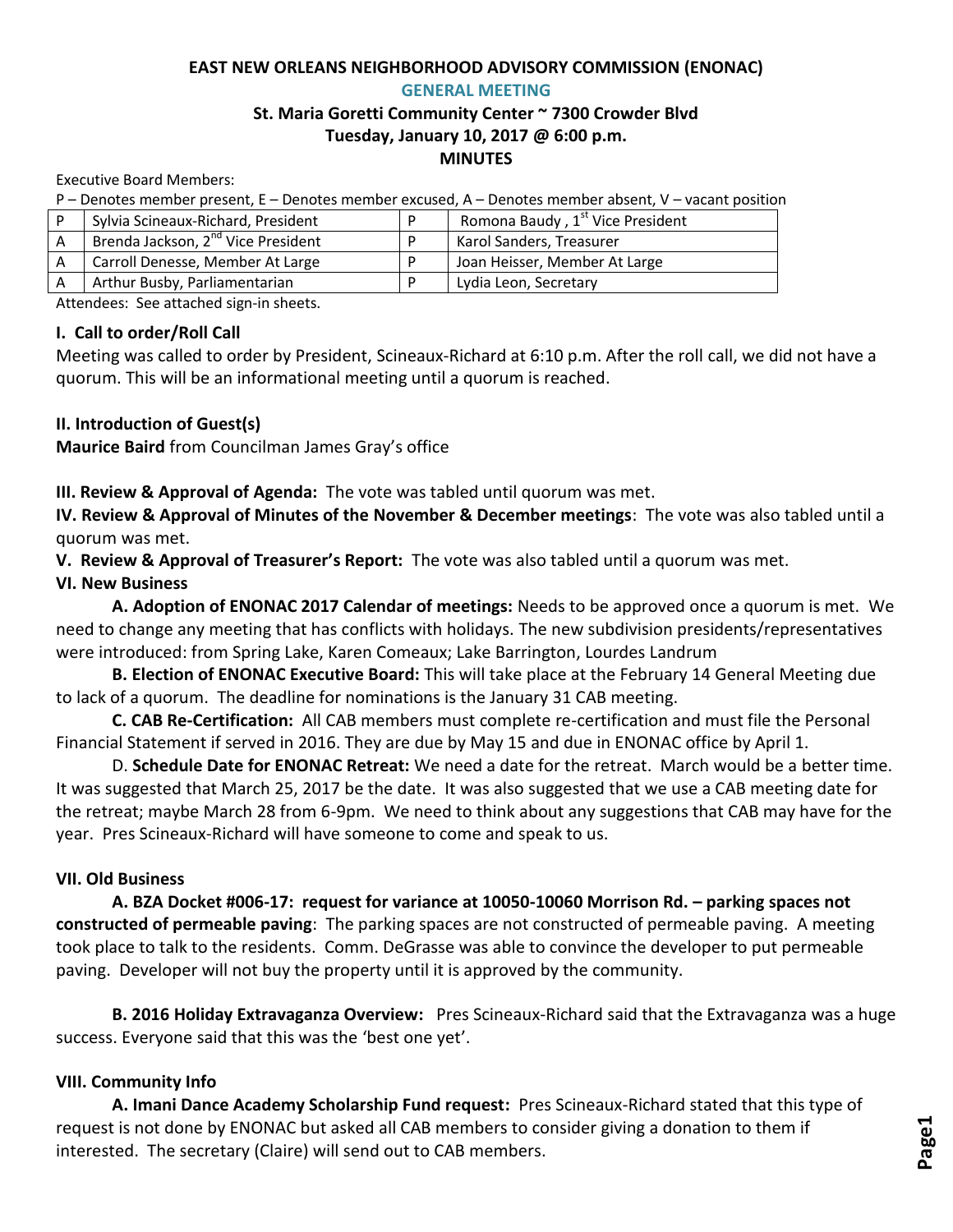# EAST NEW ORLEANS NEIGHBORHOOD ADVISORY COMMISSION (ENONAC)

## GENERAL MEETING

### St. Maria Goretti Community Center ~ 7300 Crowder Blvd
### Tuesday, January 10, 2017 @ 6:00 p.m.
### MINUTES

Executive Board Members:

P – Denotes member present, E – Denotes member excused, A – Denotes member absent, V – vacant position

| | | | |
|---|---|---|---|
| P | Sylvia Scineaux-Richard, President | P | Romona Baudy , 1st Vice President |
| A | Brenda Jackson, 2nd Vice President | P | Karol Sanders, Treasurer |
| A | Carroll Denesse, Member At Large | P | Joan Heisser, Member At Large |
| A | Arthur Busby, Parliamentarian | P | Lydia Leon, Secretary |

Attendees: See attached sign-in sheets.

**I. Call to order/Roll Call**

Meeting was called to order by President, Scineaux-Richard at 6:10 p.m. After the roll call, we did not have a quorum. This will be an informational meeting until a quorum is reached.

**II. Introduction of Guest(s)**

**Maurice Baird** from Councilman James Gray's office

**III. Review & Approval of Agenda:** The vote was tabled until quorum was met.

**IV. Review & Approval of Minutes of the November & December meetings**: The vote was also tabled until a quorum was met.

**V. Review & Approval of Treasurer's Report:** The vote was also tabled until a quorum was met.

**VI. New Business**

**A. Adoption of ENONAC 2017 Calendar of meetings:** Needs to be approved once a quorum is met. We need to change any meeting that has conflicts with holidays. The new subdivision presidents/representatives were introduced: from Spring Lake, Karen Comeaux; Lake Barrington, Lourdes Landrum

**B. Election of ENONAC Executive Board:** This will take place at the February 14 General Meeting due to lack of a quorum. The deadline for nominations is the January 31 CAB meeting.

**C. CAB Re-Certification:** All CAB members must complete re-certification and must file the Personal Financial Statement if served in 2016. They are due by May 15 and due in ENONAC office by April 1.

D. **Schedule Date for ENONAC Retreat:** We need a date for the retreat. March would be a better time. It was suggested that March 25, 2017 be the date. It was also suggested that we use a CAB meeting date for the retreat; maybe March 28 from 6-9pm. We need to think about any suggestions that CAB may have for the year. Pres Scineaux-Richard will have someone to come and speak to us.

**VII. Old Business**

**A. BZA Docket #006-17: request for variance at 10050-10060 Morrison Rd. – parking spaces not constructed of permeable paving**: The parking spaces are not constructed of permeable paving. A meeting took place to talk to the residents. Comm. DeGrasse was able to convince the developer to put permeable paving. Developer will not buy the property until it is approved by the community.

**B. 2016 Holiday Extravaganza Overview:** Pres Scineaux-Richard said that the Extravaganza was a huge success. Everyone said that this was the 'best one yet'.

**VIII. Community Info**

**A. Imani Dance Academy Scholarship Fund request:** Pres Scineaux-Richard stated that this type of request is not done by ENONAC but asked all CAB members to consider giving a donation to them if interested. The secretary (Claire) will send out to CAB members.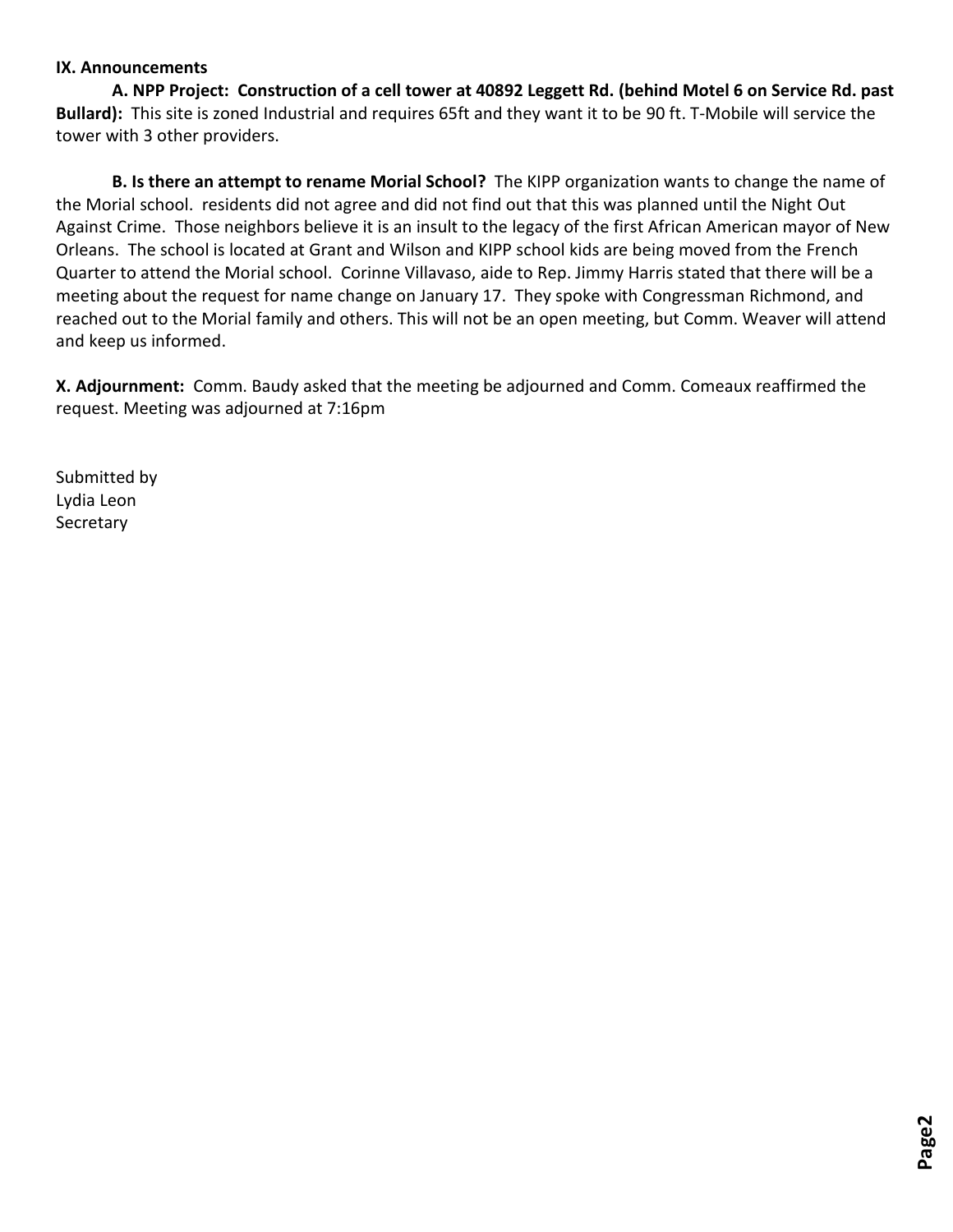**IX. Announcements**

**A. NPP Project: Construction of a cell tower at 40892 Leggett Rd. (behind Motel 6 on Service Rd. past Bullard):** This site is zoned Industrial and requires 65ft and they want it to be 90 ft. T-Mobile will service the tower with 3 other providers.

**B. Is there an attempt to rename Morial School?** The KIPP organization wants to change the name of the Morial school. residents did not agree and did not find out that this was planned until the Night Out Against Crime. Those neighbors believe it is an insult to the legacy of the first African American mayor of New Orleans. The school is located at Grant and Wilson and KIPP school kids are being moved from the French Quarter to attend the Morial school. Corinne Villavaso, aide to Rep. Jimmy Harris stated that there will be a meeting about the request for name change on January 17. They spoke with Congressman Richmond, and reached out to the Morial family and others. This will not be an open meeting, but Comm. Weaver will attend and keep us informed.

**X. Adjournment:** Comm. Baudy asked that the meeting be adjourned and Comm. Comeaux reaffirmed the request. Meeting was adjourned at 7:16pm

Submitted by
Lydia Leon
Secretary